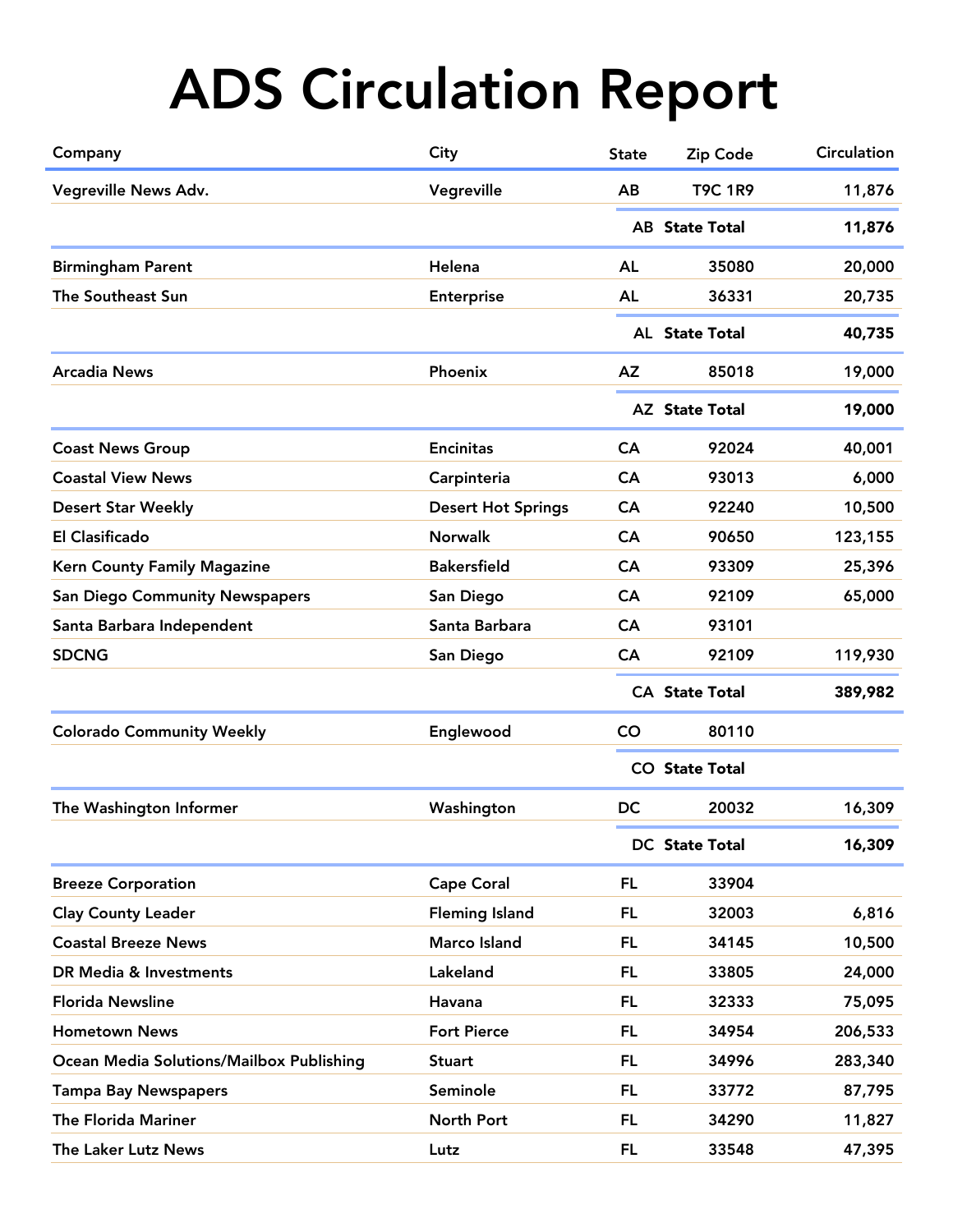# ADS Circulation Report

| Company | City | State | Zip Code | Circulation |
|---|---|---|---|---|
| Vegreville News Adv. | Vegreville | AB | T9C 1R9 | 11,876 |
| | | AB | State Total | 11,876 |
| Birmingham Parent | Helena | AL | 35080 | 20,000 |
| The Southeast Sun | Enterprise | AL | 36331 | 20,735 |
| | | AL | State Total | 40,735 |
| Arcadia News | Phoenix | AZ | 85018 | 19,000 |
| | | AZ | State Total | 19,000 |
| Coast News Group | Encinitas | CA | 92024 | 40,001 |
| Coastal View News | Carpinteria | CA | 93013 | 6,000 |
| Desert Star Weekly | Desert Hot Springs | CA | 92240 | 10,500 |
| El Clasificado | Norwalk | CA | 90650 | 123,155 |
| Kern County Family Magazine | Bakersfield | CA | 93309 | 25,396 |
| San Diego Community Newspapers | San Diego | CA | 92109 | 65,000 |
| Santa Barbara Independent | Santa Barbara | CA | 93101 | |
| SDCNG | San Diego | CA | 92109 | 119,930 |
| | | CA | State Total | 389,982 |
| Colorado Community Weekly | Englewood | CO | 80110 | |
| | | CO | State Total | |
| The Washington Informer | Washington | DC | 20032 | 16,309 |
| | | DC | State Total | 16,309 |
| Breeze Corporation | Cape Coral | FL | 33904 | |
| Clay County Leader | Fleming Island | FL | 32003 | 6,816 |
| Coastal Breeze News | Marco Island | FL | 34145 | 10,500 |
| DR Media & Investments | Lakeland | FL | 33805 | 24,000 |
| Florida Newsline | Havana | FL | 32333 | 75,095 |
| Hometown News | Fort Pierce | FL | 34954 | 206,533 |
| Ocean Media Solutions/Mailbox Publishing | Stuart | FL | 34996 | 283,340 |
| Tampa Bay Newspapers | Seminole | FL | 33772 | 87,795 |
| The Florida Mariner | North Port | FL | 34290 | 11,827 |
| The Laker Lutz News | Lutz | FL | 33548 | 47,395 |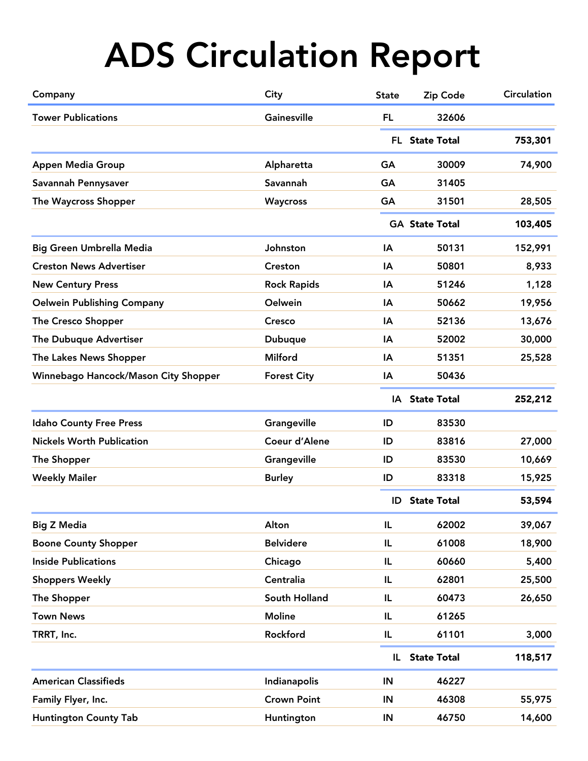# ADS Circulation Report

| Company | City | State | Zip Code | Circulation |
|---|---|---|---|---|
| Tower Publications | Gainesville | FL | 32606 | |
| | | FL | State Total | 753,301 |
| Appen Media Group | Alpharetta | GA | 30009 | 74,900 |
| Savannah Pennysaver | Savannah | GA | 31405 | |
| The Waycross Shopper | Waycross | GA | 31501 | 28,505 |
| | | GA | State Total | 103,405 |
| Big Green Umbrella Media | Johnston | IA | 50131 | 152,991 |
| Creston News Advertiser | Creston | IA | 50801 | 8,933 |
| New Century Press | Rock Rapids | IA | 51246 | 1,128 |
| Oelwein Publishing Company | Oelwein | IA | 50662 | 19,956 |
| The Cresco Shopper | Cresco | IA | 52136 | 13,676 |
| The Dubuque Advertiser | Dubuque | IA | 52002 | 30,000 |
| The Lakes News Shopper | Milford | IA | 51351 | 25,528 |
| Winnebago Hancock/Mason City Shopper | Forest City | IA | 50436 | |
| | | IA | State Total | 252,212 |
| Idaho County Free Press | Grangeville | ID | 83530 | |
| Nickels Worth Publication | Coeur d'Alene | ID | 83816 | 27,000 |
| The Shopper | Grangeville | ID | 83530 | 10,669 |
| Weekly Mailer | Burley | ID | 83318 | 15,925 |
| | | ID | State Total | 53,594 |
| Big Z Media | Alton | IL | 62002 | 39,067 |
| Boone County Shopper | Belvidere | IL | 61008 | 18,900 |
| Inside Publications | Chicago | IL | 60660 | 5,400 |
| Shoppers Weekly | Centralia | IL | 62801 | 25,500 |
| The Shopper | South Holland | IL | 60473 | 26,650 |
| Town News | Moline | IL | 61265 | |
| TRRT, Inc. | Rockford | IL | 61101 | 3,000 |
| | | IL | State Total | 118,517 |
| American Classifieds | Indianapolis | IN | 46227 | |
| Family Flyer, Inc. | Crown Point | IN | 46308 | 55,975 |
| Huntington County Tab | Huntington | IN | 46750 | 14,600 |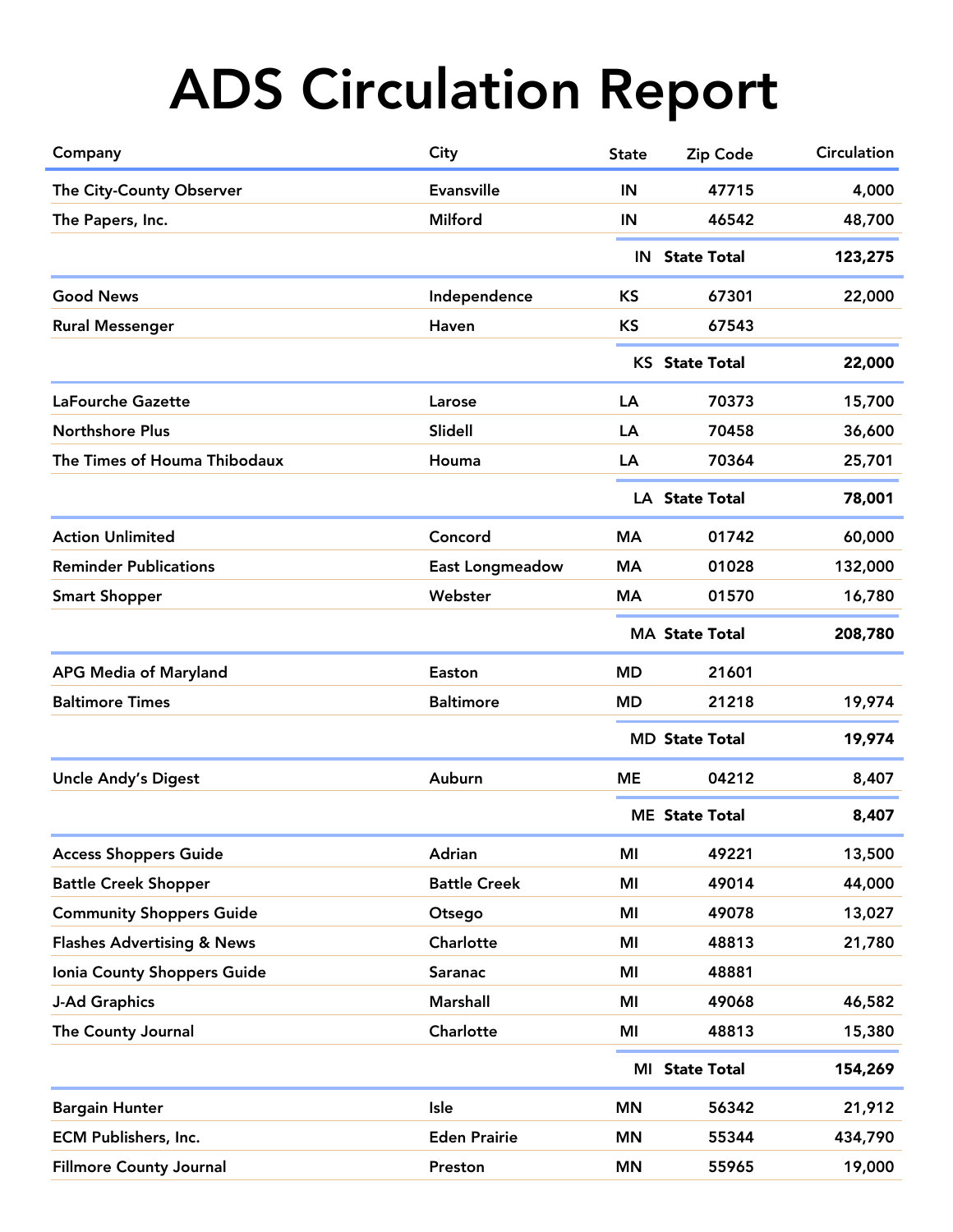# ADS Circulation Report

| Company | City | State | Zip Code | Circulation |
|---|---|---|---|---|
| The City-County Observer | Evansville | IN | 47715 | 4,000 |
| The Papers, Inc. | Milford | IN | 46542 | 48,700 |
| | | IN | State Total | 123,275 |
| Good News | Independence | KS | 67301 | 22,000 |
| Rural Messenger | Haven | KS | 67543 | |
| | | KS | State Total | 22,000 |
| LaFourche Gazette | Larose | LA | 70373 | 15,700 |
| Northshore Plus | Slidell | LA | 70458 | 36,600 |
| The Times of Houma Thibodaux | Houma | LA | 70364 | 25,701 |
| | | LA | State Total | 78,001 |
| Action Unlimited | Concord | MA | 01742 | 60,000 |
| Reminder Publications | East Longmeadow | MA | 01028 | 132,000 |
| Smart Shopper | Webster | MA | 01570 | 16,780 |
| | | MA | State Total | 208,780 |
| APG Media of Maryland | Easton | MD | 21601 | |
| Baltimore Times | Baltimore | MD | 21218 | 19,974 |
| | | MD | State Total | 19,974 |
| Uncle Andy's Digest | Auburn | ME | 04212 | 8,407 |
| | | ME | State Total | 8,407 |
| Access Shoppers Guide | Adrian | MI | 49221 | 13,500 |
| Battle Creek Shopper | Battle Creek | MI | 49014 | 44,000 |
| Community Shoppers Guide | Otsego | MI | 49078 | 13,027 |
| Flashes Advertising & News | Charlotte | MI | 48813 | 21,780 |
| Ionia County Shoppers Guide | Saranac | MI | 48881 | |
| J-Ad Graphics | Marshall | MI | 49068 | 46,582 |
| The County Journal | Charlotte | MI | 48813 | 15,380 |
| | | MI | State Total | 154,269 |
| Bargain Hunter | Isle | MN | 56342 | 21,912 |
| ECM Publishers, Inc. | Eden Prairie | MN | 55344 | 434,790 |
| Fillmore County Journal | Preston | MN | 55965 | 19,000 |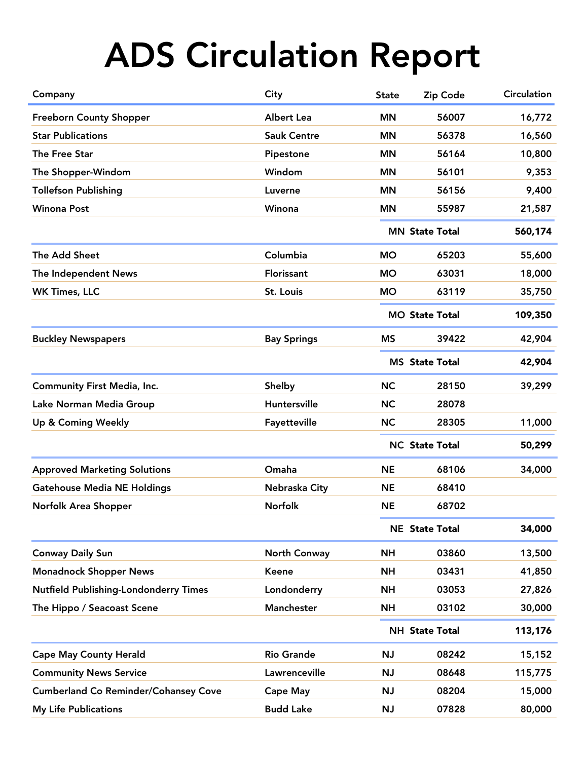# ADS Circulation Report

| Company | City | State | Zip Code | Circulation |
|---|---|---|---|---|
| Freeborn County Shopper | Albert Lea | MN | 56007 | 16,772 |
| Star Publications | Sauk Centre | MN | 56378 | 16,560 |
| The Free Star | Pipestone | MN | 56164 | 10,800 |
| The Shopper-Windom | Windom | MN | 56101 | 9,353 |
| Tollefson Publishing | Luverne | MN | 56156 | 9,400 |
| Winona Post | Winona | MN | 55987 | 21,587 |
| | | MN | State Total | 560,174 |
| The Add Sheet | Columbia | MO | 65203 | 55,600 |
| The Independent News | Florissant | MO | 63031 | 18,000 |
| WK Times, LLC | St. Louis | MO | 63119 | 35,750 |
| | | MO | State Total | 109,350 |
| Buckley Newspapers | Bay Springs | MS | 39422 | 42,904 |
| | | MS | State Total | 42,904 |
| Community First Media, Inc. | Shelby | NC | 28150 | 39,299 |
| Lake Norman Media Group | Huntersville | NC | 28078 | |
| Up & Coming Weekly | Fayetteville | NC | 28305 | 11,000 |
| | | NC | State Total | 50,299 |
| Approved Marketing Solutions | Omaha | NE | 68106 | 34,000 |
| Gatehouse Media NE Holdings | Nebraska City | NE | 68410 | |
| Norfolk Area Shopper | Norfolk | NE | 68702 | |
| | | NE | State Total | 34,000 |
| Conway Daily Sun | North Conway | NH | 03860 | 13,500 |
| Monadnock Shopper News | Keene | NH | 03431 | 41,850 |
| Nutfield Publishing-Londonderry Times | Londonderry | NH | 03053 | 27,826 |
| The Hippo / Seacoast Scene | Manchester | NH | 03102 | 30,000 |
| | | NH | State Total | 113,176 |
| Cape May County Herald | Rio Grande | NJ | 08242 | 15,152 |
| Community News Service | Lawrenceville | NJ | 08648 | 115,775 |
| Cumberland Co Reminder/Cohansey Cove | Cape May | NJ | 08204 | 15,000 |
| My Life Publications | Budd Lake | NJ | 07828 | 80,000 |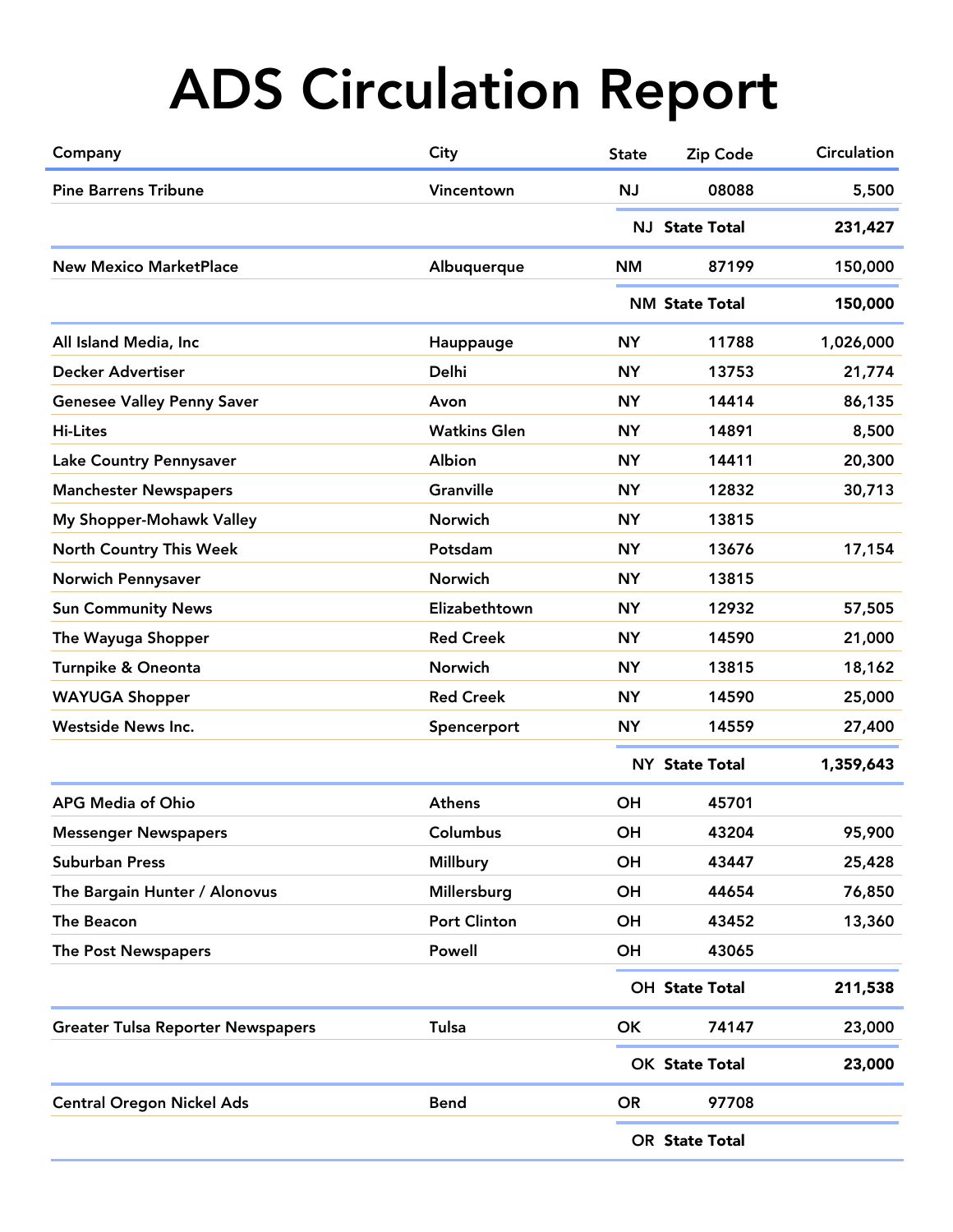# ADS Circulation Report

| Company | City | State | Zip Code | Circulation |
|---|---|---|---|---|
| Pine Barrens Tribune | Vincentown | NJ | 08088 | 5,500 |
| | | NJ | State Total | 231,427 |
| New Mexico MarketPlace | Albuquerque | NM | 87199 | 150,000 |
| | | NM | State Total | 150,000 |
| All Island Media, Inc | Hauppauge | NY | 11788 | 1,026,000 |
| Decker Advertiser | Delhi | NY | 13753 | 21,774 |
| Genesee Valley Penny Saver | Avon | NY | 14414 | 86,135 |
| Hi-Lites | Watkins Glen | NY | 14891 | 8,500 |
| Lake Country Pennysaver | Albion | NY | 14411 | 20,300 |
| Manchester Newspapers | Granville | NY | 12832 | 30,713 |
| My Shopper-Mohawk Valley | Norwich | NY | 13815 | |
| North Country This Week | Potsdam | NY | 13676 | 17,154 |
| Norwich Pennysaver | Norwich | NY | 13815 | |
| Sun Community News | Elizabethtown | NY | 12932 | 57,505 |
| The Wayuga Shopper | Red Creek | NY | 14590 | 21,000 |
| Turnpike & Oneonta | Norwich | NY | 13815 | 18,162 |
| WAYUGA Shopper | Red Creek | NY | 14590 | 25,000 |
| Westside News Inc. | Spencerport | NY | 14559 | 27,400 |
| | | NY | State Total | 1,359,643 |
| APG Media of Ohio | Athens | OH | 45701 | |
| Messenger Newspapers | Columbus | OH | 43204 | 95,900 |
| Suburban Press | Millbury | OH | 43447 | 25,428 |
| The Bargain Hunter / Alonovus | Millersburg | OH | 44654 | 76,850 |
| The Beacon | Port Clinton | OH | 43452 | 13,360 |
| The Post Newspapers | Powell | OH | 43065 | |
| | | OH | State Total | 211,538 |
| Greater Tulsa Reporter Newspapers | Tulsa | OK | 74147 | 23,000 |
| | | OK | State Total | 23,000 |
| Central Oregon Nickel Ads | Bend | OR | 97708 | |
| | | OR | State Total | |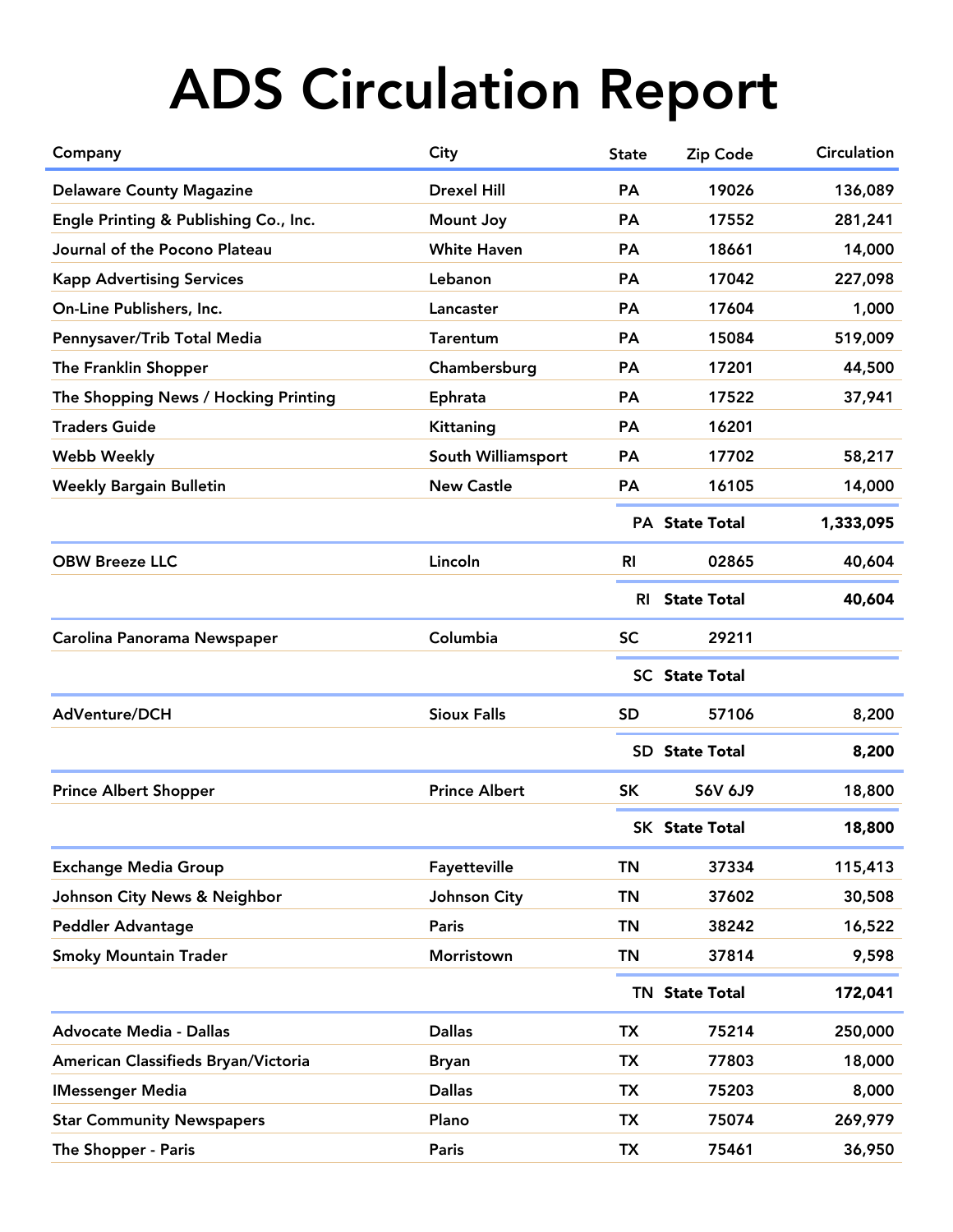# ADS Circulation Report

| Company | City | State | Zip Code | Circulation |
|---|---|---|---|---|
| Delaware County Magazine | Drexel Hill | PA | 19026 | 136,089 |
| Engle Printing & Publishing Co., Inc. | Mount Joy | PA | 17552 | 281,241 |
| Journal of the Pocono Plateau | White Haven | PA | 18661 | 14,000 |
| Kapp Advertising Services | Lebanon | PA | 17042 | 227,098 |
| On-Line Publishers, Inc. | Lancaster | PA | 17604 | 1,000 |
| Pennysaver/Trib Total Media | Tarentum | PA | 15084 | 519,009 |
| The Franklin Shopper | Chambersburg | PA | 17201 | 44,500 |
| The Shopping News / Hocking Printing | Ephrata | PA | 17522 | 37,941 |
| Traders Guide | Kittaning | PA | 16201 | |
| Webb Weekly | South Williamsport | PA | 17702 | 58,217 |
| Weekly Bargain Bulletin | New Castle | PA | 16105 | 14,000 |
| | | **PA** | **State Total** | **1,333,095** |
| OBW Breeze LLC | Lincoln | RI | 02865 | 40,604 |
| | | **RI** | **State Total** | **40,604** |
| Carolina Panorama Newspaper | Columbia | SC | 29211 | |
| | | **SC** | **State Total** | |
| AdVenture/DCH | Sioux Falls | SD | 57106 | 8,200 |
| | | **SD** | **State Total** | **8,200** |
| Prince Albert Shopper | Prince Albert | SK | S6V 6J9 | 18,800 |
| | | **SK** | **State Total** | **18,800** |
| Exchange Media Group | Fayetteville | TN | 37334 | 115,413 |
| Johnson City News & Neighbor | Johnson City | TN | 37602 | 30,508 |
| Peddler Advantage | Paris | TN | 38242 | 16,522 |
| Smoky Mountain Trader | Morristown | TN | 37814 | 9,598 |
| | | **TN** | **State Total** | **172,041** |
| Advocate Media - Dallas | Dallas | TX | 75214 | 250,000 |
| American Classifieds Bryan/Victoria | Bryan | TX | 77803 | 18,000 |
| IMessenger Media | Dallas | TX | 75203 | 8,000 |
| Star Community Newspapers | Plano | TX | 75074 | 269,979 |
| The Shopper - Paris | Paris | TX | 75461 | 36,950 |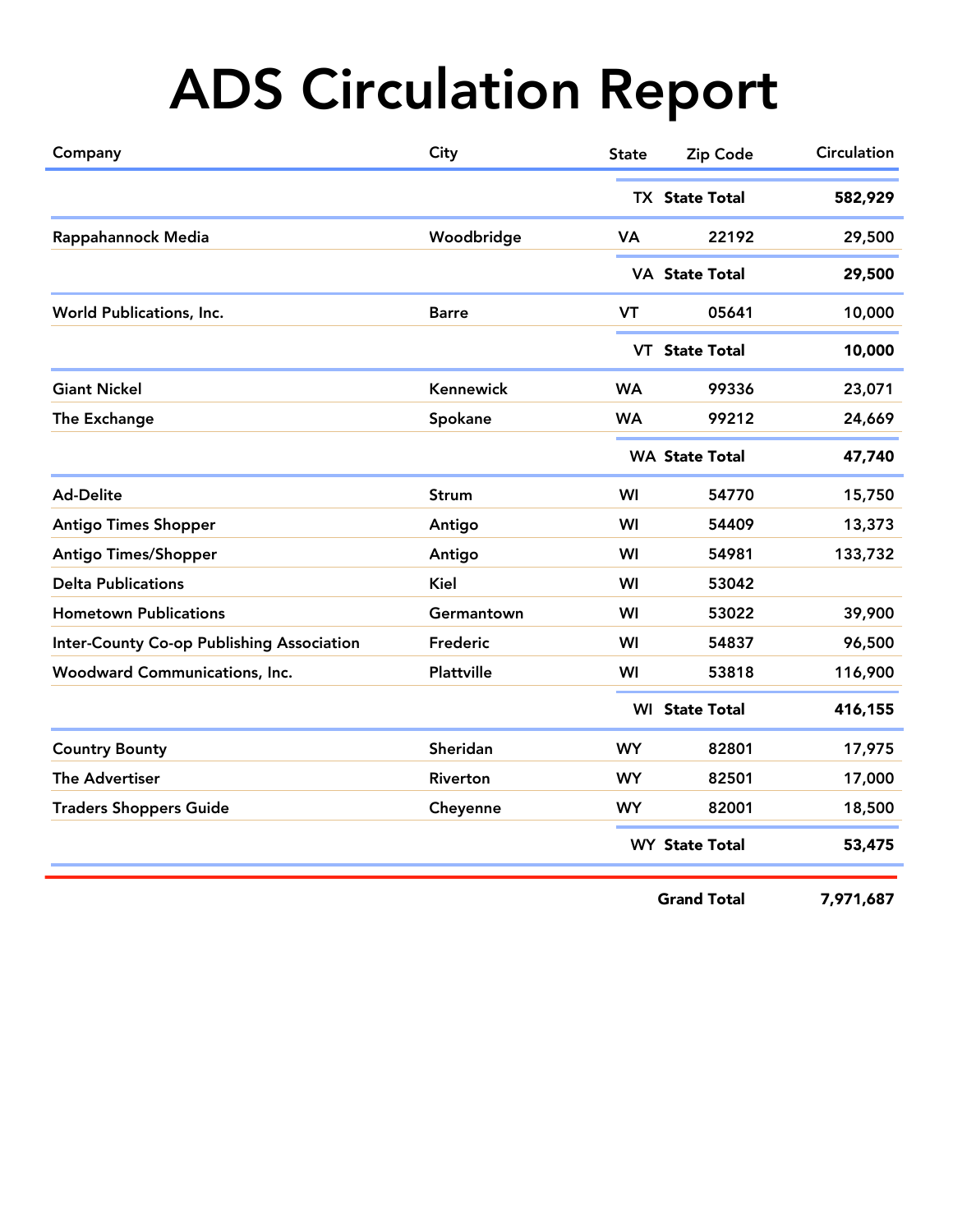# ADS Circulation Report

| Company | City | State | Zip Code | Circulation |
|---|---|---|---|---|
| | | TX | **State Total** | **582,929** |
| Rappahannock Media | Woodbridge | VA | 22192 | 29,500 |
| | | VA | **State Total** | **29,500** |
| World Publications, Inc. | Barre | VT | 05641 | 10,000 |
| | | VT | **State Total** | **10,000** |
| Giant Nickel | Kennewick | WA | 99336 | 23,071 |
| The Exchange | Spokane | WA | 99212 | 24,669 |
| | | WA | **State Total** | **47,740** |
| Ad-Delite | Strum | WI | 54770 | 15,750 |
| Antigo Times Shopper | Antigo | WI | 54409 | 13,373 |
| Antigo Times/Shopper | Antigo | WI | 54981 | 133,732 |
| Delta Publications | Kiel | WI | 53042 | |
| Hometown Publications | Germantown | WI | 53022 | 39,900 |
| Inter-County Co-op Publishing Association | Frederic | WI | 54837 | 96,500 |
| Woodward Communications, Inc. | Plattville | WI | 53818 | 116,900 |
| | | WI | **State Total** | **416,155** |
| Country Bounty | Sheridan | WY | 82801 | 17,975 |
| The Advertiser | Riverton | WY | 82501 | 17,000 |
| Traders Shoppers Guide | Cheyenne | WY | 82001 | 18,500 |
| | | WY | **State Total** | **53,475** |
| | | | **Grand Total** | **7,971,687** |